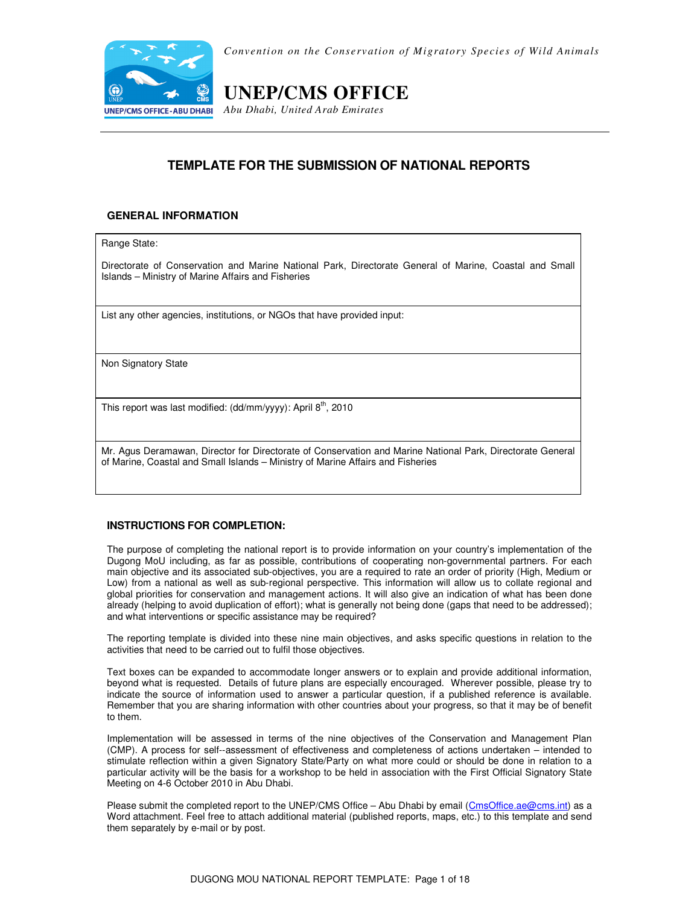*Convention on the Conservation of Migratory Species of Wild Animals*

# UNEP/CMS OFFICE

*Abu Dhabi, United Arab Emirates*

## TEMPLATE FOR THE SUBMISSION OF NATIONAL REPORTS

### GENERAL INFORMATION

| |
|---|
| Range State: <br><br> Directorate of Conservation and Marine National Park, Directorate General of Marine, Coastal and Small Islands – Ministry of Marine Affairs and Fisheries |
| List any other agencies, institutions, or NGOs that have provided input: |
| Non Signatory State |
| This report was last modified: (dd/mm/yyyy): April 8th, 2010 |
| Mr. Agus Deramawan, Director for Directorate of Conservation and Marine National Park, Directorate General of Marine, Coastal and Small Islands – Ministry of Marine Affairs and Fisheries |

### INSTRUCTIONS FOR COMPLETION:

The purpose of completing the national report is to provide information on your country's implementation of the Dugong MoU including, as far as possible, contributions of cooperating non-governmental partners. For each main objective and its associated sub-objectives, you are a required to rate an order of priority (High, Medium or Low) from a national as well as sub-regional perspective. This information will allow us to collate regional and global priorities for conservation and management actions. It will also give an indication of what has been done already (helping to avoid duplication of effort); what is generally not being done (gaps that need to be addressed); and what interventions or specific assistance may be required?

The reporting template is divided into these nine main objectives, and asks specific questions in relation to the activities that need to be carried out to fulfil those objectives.

Text boxes can be expanded to accommodate longer answers or to explain and provide additional information, beyond what is requested. Details of future plans are especially encouraged. Wherever possible, please try to indicate the source of information used to answer a particular question, if a published reference is available. Remember that you are sharing information with other countries about your progress, so that it may be of benefit to them.

Implementation will be assessed in terms of the nine objectives of the Conservation and Management Plan (CMP). A process for self--assessment of effectiveness and completeness of actions undertaken – intended to stimulate reflection within a given Signatory State/Party on what more could or should be done in relation to a particular activity will be the basis for a workshop to be held in association with the First Official Signatory State Meeting on 4-6 October 2010 in Abu Dhabi.

Please submit the completed report to the UNEP/CMS Office – Abu Dhabi by email (CmsOffice.ae@cms.int) as a Word attachment. Feel free to attach additional material (published reports, maps, etc.) to this template and send them separately by e-mail or by post.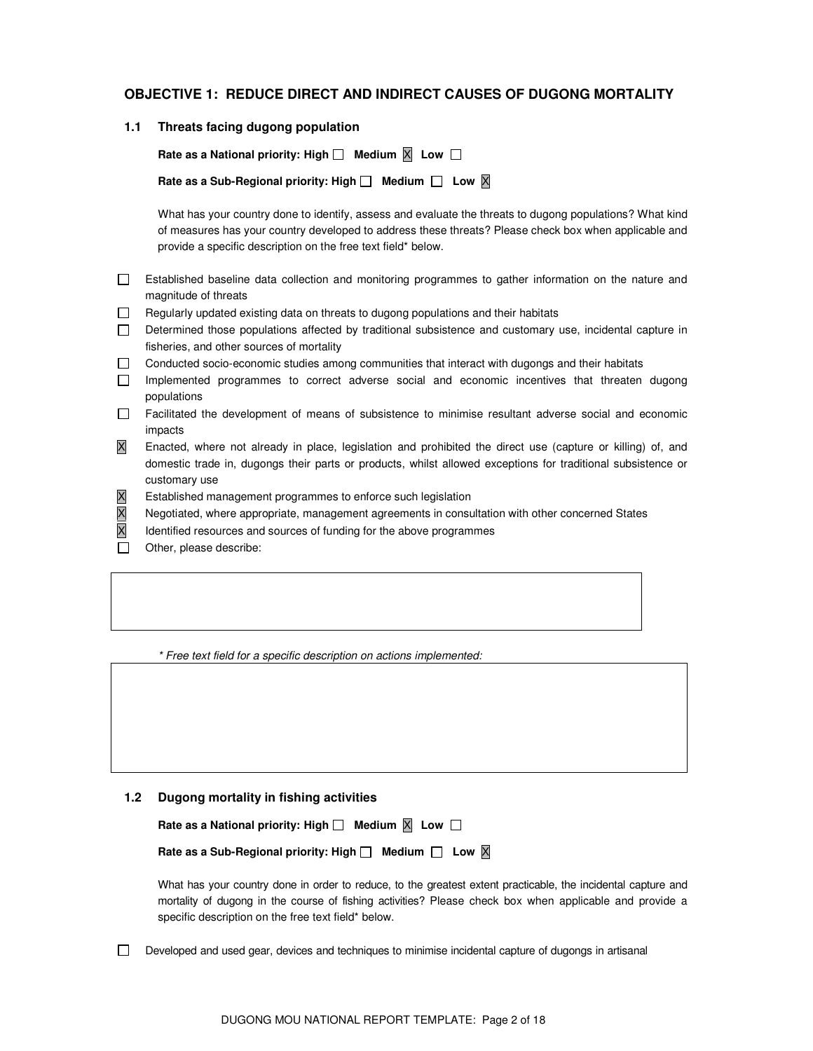## OBJECTIVE 1: REDUCE DIRECT AND INDIRECT CAUSES OF DUGONG MORTALITY

### 1.1 Threats facing dugong population

**Rate as a National priority: High ☐ Medium ☒ Low ☐**

**Rate as a Sub-Regional priority: High ☐ Medium ☐ Low ☒**

What has your country done to identify, assess and evaluate the threats to dugong populations? What kind of measures has your country developed to address these threats? Please check box when applicable and provide a specific description on the free text field* below.

☐ Established baseline data collection and monitoring programmes to gather information on the nature and magnitude of threats

☐ Regularly updated existing data on threats to dugong populations and their habitats

☐ Determined those populations affected by traditional subsistence and customary use, incidental capture in fisheries, and other sources of mortality

☐ Conducted socio-economic studies among communities that interact with dugongs and their habitats

☐ Implemented programmes to correct adverse social and economic incentives that threaten dugong populations

☐ Facilitated the development of means of subsistence to minimise resultant adverse social and economic impacts

☒ Enacted, where not already in place, legislation and prohibited the direct use (capture or killing) of, and domestic trade in, dugongs their parts or products, whilst allowed exceptions for traditional subsistence or customary use

☒ Established management programmes to enforce such legislation

☒ Negotiated, where appropriate, management agreements in consultation with other concerned States

☒ Identified resources and sources of funding for the above programmes

☐ Other, please describe:

*\* Free text field for a specific description on actions implemented:*

### 1.2 Dugong mortality in fishing activities

**Rate as a National priority: High ☐ Medium ☒ Low ☐**

**Rate as a Sub-Regional priority: High ☐ Medium ☐ Low ☒**

What has your country done in order to reduce, to the greatest extent practicable, the incidental capture and mortality of dugong in the course of fishing activities? Please check box when applicable and provide a specific description on the free text field* below.

☐ Developed and used gear, devices and techniques to minimise incidental capture of dugongs in artisanal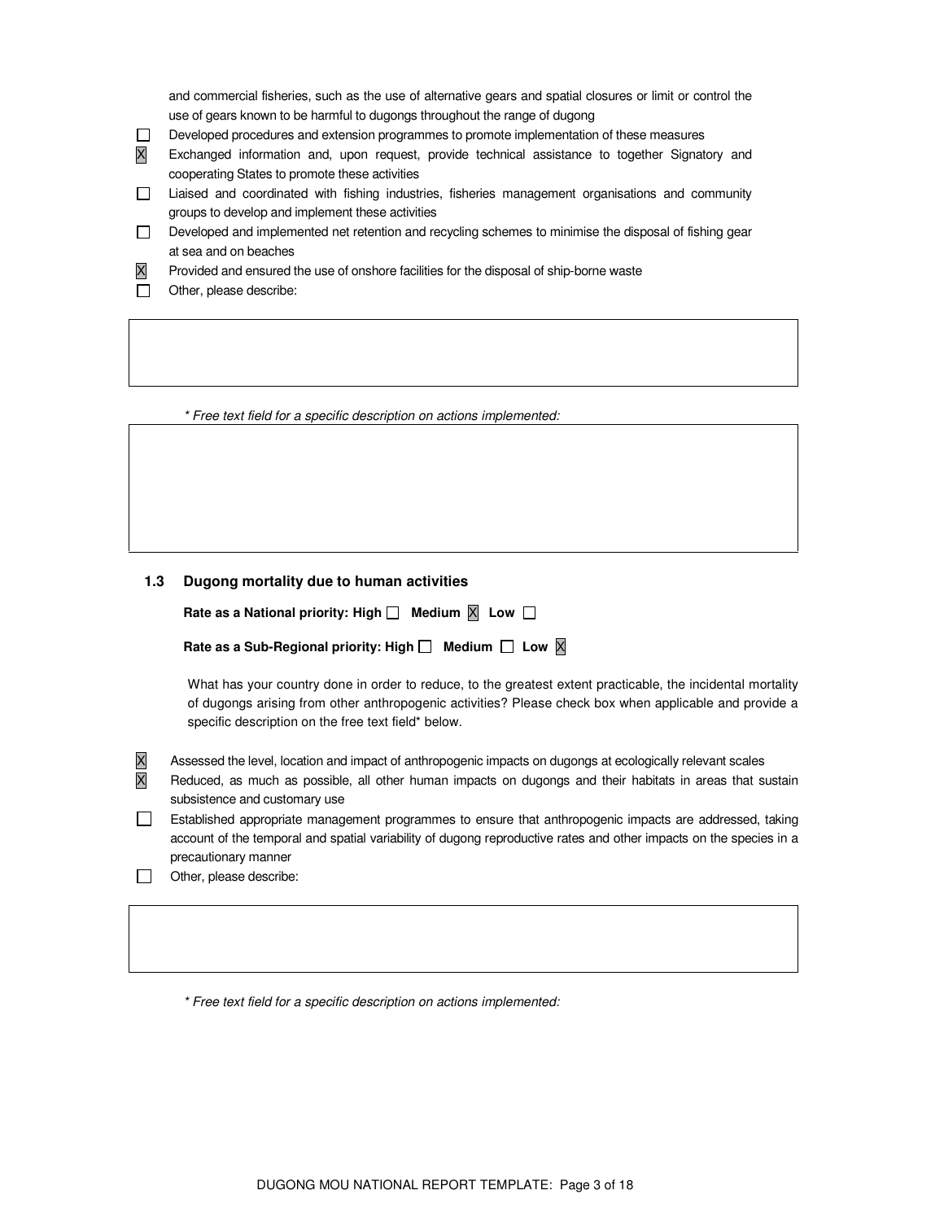and commercial fisheries, such as the use of alternative gears and spatial closures or limit or control the use of gears known to be harmful to dugongs throughout the range of dugong

- ☐ Developed procedures and extension programmes to promote implementation of these measures
- ☒ Exchanged information and, upon request, provide technical assistance to together Signatory and cooperating States to promote these activities
- ☐ Liaised and coordinated with fishing industries, fisheries management organisations and community groups to develop and implement these activities
- ☐ Developed and implemented net retention and recycling schemes to minimise the disposal of fishing gear at sea and on beaches
- ☒ Provided and ensured the use of onshore facilities for the disposal of ship-borne waste
- ☐ Other, please describe:

*\* Free text field for a specific description on actions implemented:*

### 1.3 Dugong mortality due to human activities

**Rate as a National priority: High ☐ Medium ☒ Low ☐**

**Rate as a Sub-Regional priority: High ☐ Medium ☐ Low ☒**

What has your country done in order to reduce, to the greatest extent practicable, the incidental mortality of dugongs arising from other anthropogenic activities? Please check box when applicable and provide a specific description on the free text field* below.

- ☒ Assessed the level, location and impact of anthropogenic impacts on dugongs at ecologically relevant scales
- ☒ Reduced, as much as possible, all other human impacts on dugongs and their habitats in areas that sustain subsistence and customary use
- ☐ Established appropriate management programmes to ensure that anthropogenic impacts are addressed, taking account of the temporal and spatial variability of dugong reproductive rates and other impacts on the species in a precautionary manner
- ☐ Other, please describe:

*\* Free text field for a specific description on actions implemented:*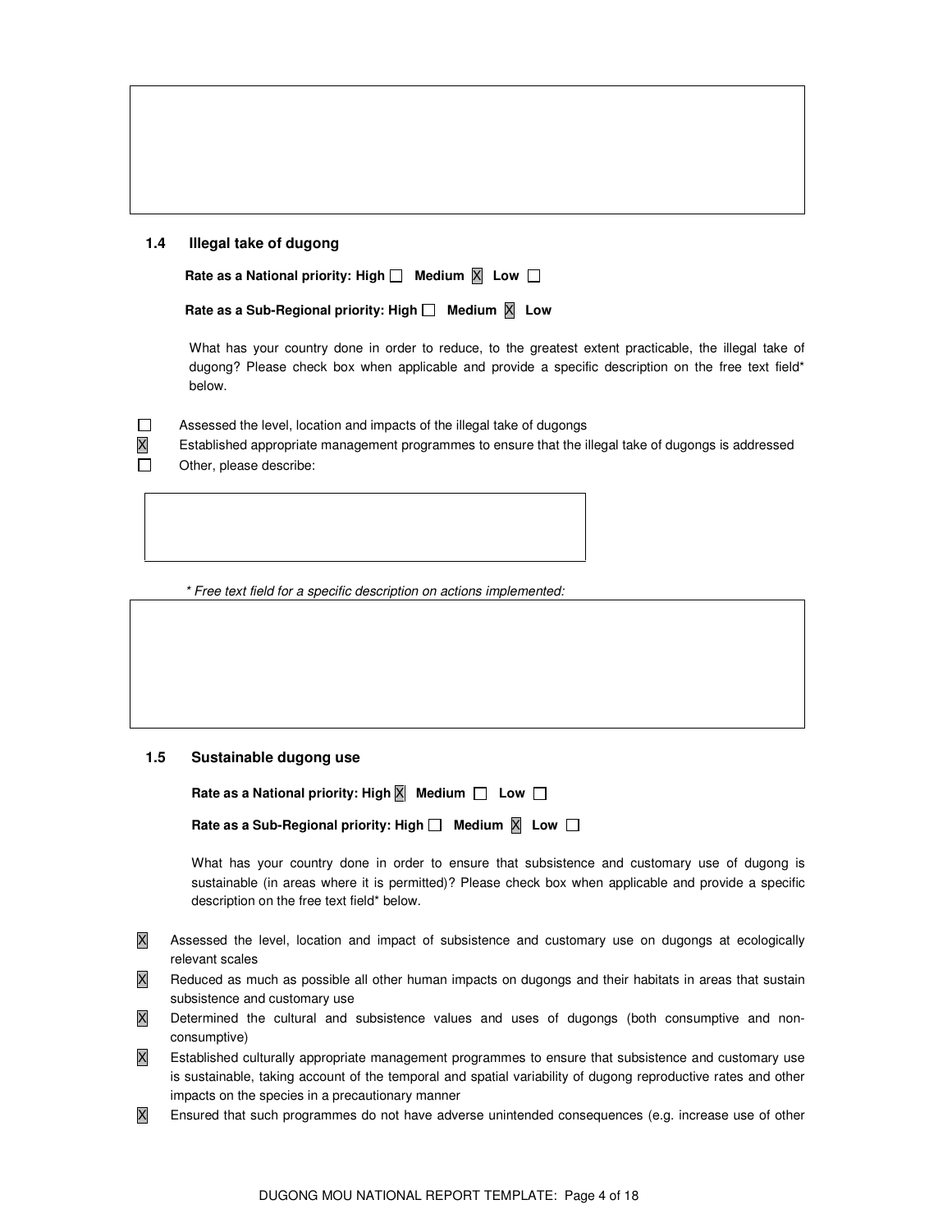### 1.4 Illegal take of dugong

**Rate as a National priority: High ☐ Medium ☒ Low ☐**

**Rate as a Sub-Regional priority: High ☐ Medium ☒ Low**

What has your country done in order to reduce, to the greatest extent practicable, the illegal take of dugong? Please check box when applicable and provide a specific description on the free text field* below.

- ☐ Assessed the level, location and impacts of the illegal take of dugongs
- ☒ Established appropriate management programmes to ensure that the illegal take of dugongs is addressed
- ☐ Other, please describe:

*\* Free text field for a specific description on actions implemented:*

### 1.5 Sustainable dugong use

**Rate as a National priority: High ☒ Medium ☐ Low ☐**

**Rate as a Sub-Regional priority: High ☐ Medium ☒ Low ☐**

What has your country done in order to ensure that subsistence and customary use of dugong is sustainable (in areas where it is permitted)? Please check box when applicable and provide a specific description on the free text field* below.

- ☒ Assessed the level, location and impact of subsistence and customary use on dugongs at ecologically relevant scales
- ☒ Reduced as much as possible all other human impacts on dugongs and their habitats in areas that sustain subsistence and customary use
- ☒ Determined the cultural and subsistence values and uses of dugongs (both consumptive and non-consumptive)
- ☒ Established culturally appropriate management programmes to ensure that subsistence and customary use is sustainable, taking account of the temporal and spatial variability of dugong reproductive rates and other impacts on the species in a precautionary manner
- ☒ Ensured that such programmes do not have adverse unintended consequences (e.g. increase use of other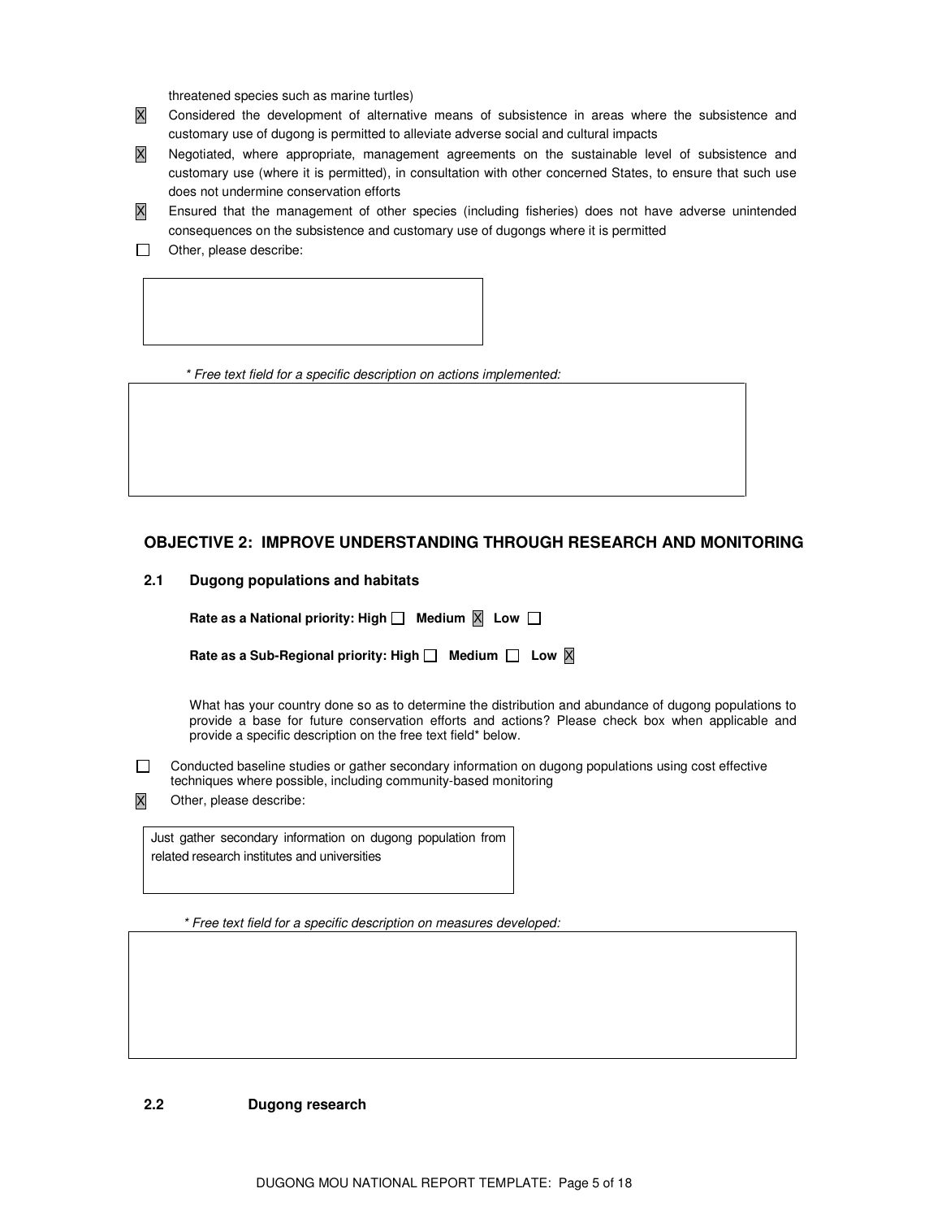threatened species such as marine turtles)

- [x] Considered the development of alternative means of subsistence in areas where the subsistence and customary use of dugong is permitted to alleviate adverse social and cultural impacts
- [x] Negotiated, where appropriate, management agreements on the sustainable level of subsistence and customary use (where it is permitted), in consultation with other concerned States, to ensure that such use does not undermine conservation efforts
- [x] Ensured that the management of other species (including fisheries) does not have adverse unintended consequences on the subsistence and customary use of dugongs where it is permitted
- [ ] Other, please describe:

*\* Free text field for a specific description on actions implemented:*

## OBJECTIVE 2: IMPROVE UNDERSTANDING THROUGH RESEARCH AND MONITORING

### 2.1 Dugong populations and habitats

**Rate as a National priority: High ☐ Medium ☒ Low ☐**

**Rate as a Sub-Regional priority: High ☐ Medium ☐ Low ☒**

What has your country done so as to determine the distribution and abundance of dugong populations to provide a base for future conservation efforts and actions? Please check box when applicable and provide a specific description on the free text field* below.

- [ ] Conducted baseline studies or gather secondary information on dugong populations using cost effective techniques where possible, including community-based monitoring
- [x] Other, please describe:

Just gather secondary information on dugong population from related research institutes and universities

*\* Free text field for a specific description on measures developed:*

### 2.2 Dugong research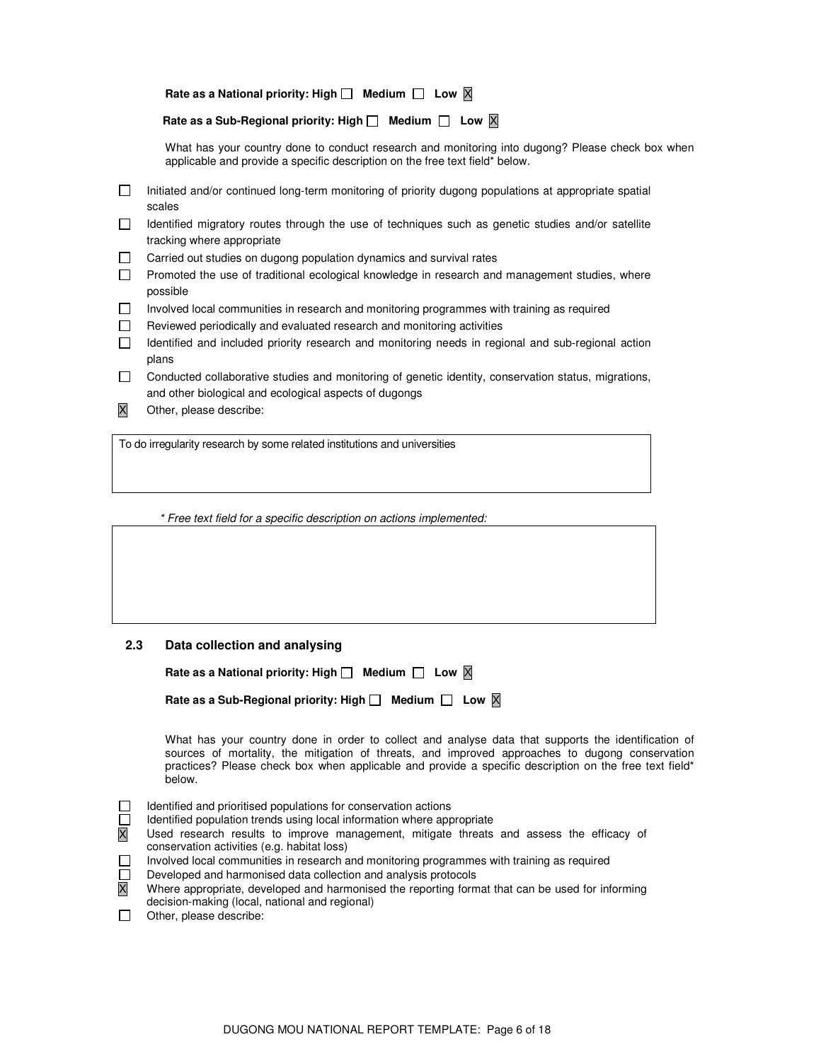**Rate as a National priority: High ☐ Medium ☐ Low ☒**

**Rate as a Sub-Regional priority: High ☐ Medium ☐ Low ☒**

What has your country done to conduct research and monitoring into dugong? Please check box when applicable and provide a specific description on the free text field* below.

- ☐ Initiated and/or continued long-term monitoring of priority dugong populations at appropriate spatial scales
- ☐ Identified migratory routes through the use of techniques such as genetic studies and/or satellite tracking where appropriate
- ☐ Carried out studies on dugong population dynamics and survival rates
- ☐ Promoted the use of traditional ecological knowledge in research and management studies, where possible
- ☐ Involved local communities in research and monitoring programmes with training as required
- ☐ Reviewed periodically and evaluated research and monitoring activities
- ☐ Identified and included priority research and monitoring needs in regional and sub-regional action plans
- ☐ Conducted collaborative studies and monitoring of genetic identity, conservation status, migrations, and other biological and ecological aspects of dugongs
- ☒ Other, please describe:

> To do irregularity research by some related institutions and universities

*\* Free text field for a specific description on actions implemented:*

> 

### 2.3 Data collection and analysing

**Rate as a National priority: High ☐ Medium ☐ Low ☒**

**Rate as a Sub-Regional priority: High ☐ Medium ☐ Low ☒**

What has your country done in order to collect and analyse data that supports the identification of sources of mortality, the mitigation of threats, and improved approaches to dugong conservation practices? Please check box when applicable and provide a specific description on the free text field* below.

- ☐ Identified and prioritised populations for conservation actions
- ☐ Identified population trends using local information where appropriate
- ☒ Used research results to improve management, mitigate threats and assess the efficacy of conservation activities (e.g. habitat loss)
- ☐ Involved local communities in research and monitoring programmes with training as required
- ☐ Developed and harmonised data collection and analysis protocols
- ☒ Where appropriate, developed and harmonised the reporting format that can be used for informing decision-making (local, national and regional)
- ☐ Other, please describe: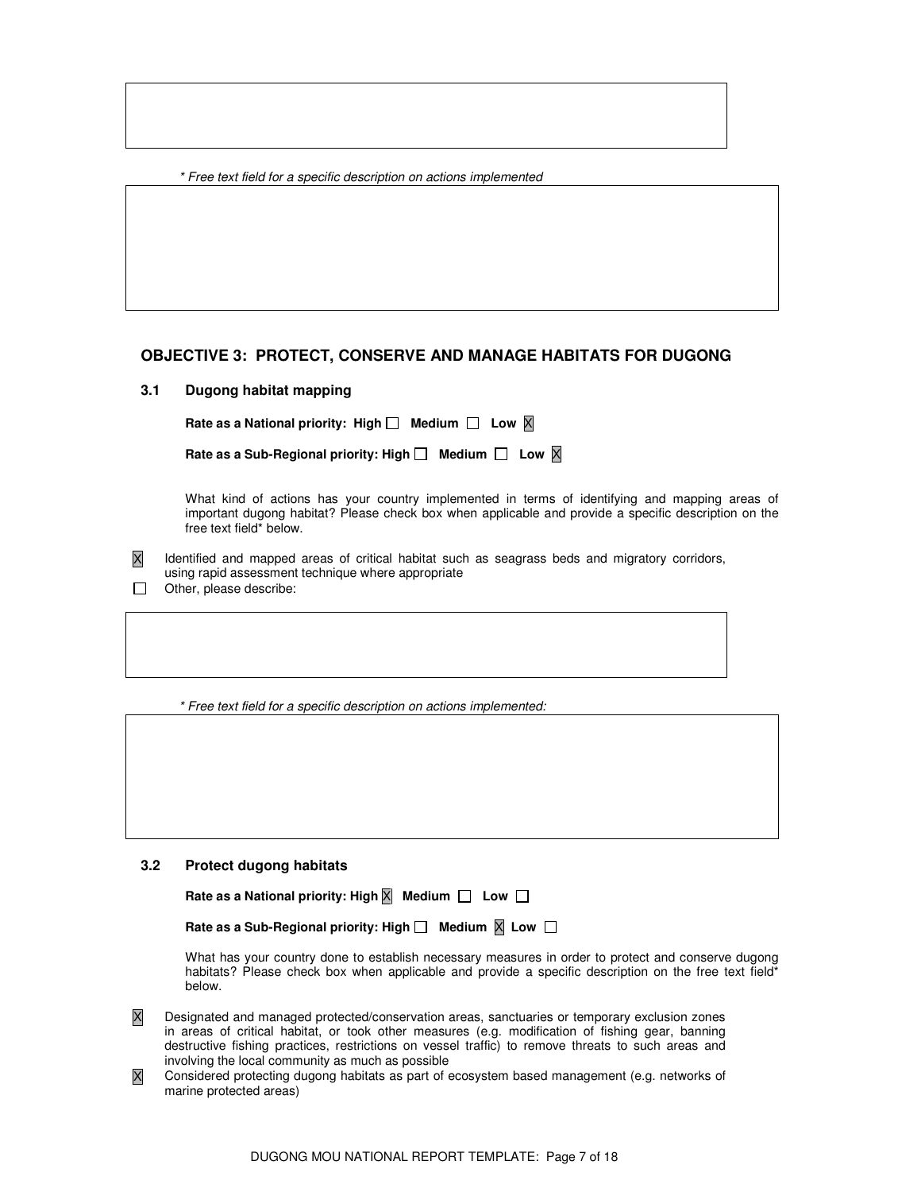* Free text field for a specific description on actions implemented

## OBJECTIVE 3: PROTECT, CONSERVE AND MANAGE HABITATS FOR DUGONG

### 3.1 Dugong habitat mapping

**Rate as a National priority: High ☐ Medium ☐ Low ☒**

**Rate as a Sub-Regional priority: High ☐ Medium ☐ Low ☒**

What kind of actions has your country implemented in terms of identifying and mapping areas of important dugong habitat? Please check box when applicable and provide a specific description on the free text field* below.

☒ Identified and mapped areas of critical habitat such as seagrass beds and migratory corridors, using rapid assessment technique where appropriate

☐ Other, please describe:

* Free text field for a specific description on actions implemented:

### 3.2 Protect dugong habitats

**Rate as a National priority: High ☒ Medium ☐ Low ☐**

**Rate as a Sub-Regional priority: High ☐ Medium ☒ Low ☐**

What has your country done to establish necessary measures in order to protect and conserve dugong habitats? Please check box when applicable and provide a specific description on the free text field* below.

☒ Designated and managed protected/conservation areas, sanctuaries or temporary exclusion zones in areas of critical habitat, or took other measures (e.g. modification of fishing gear, banning destructive fishing practices, restrictions on vessel traffic) to remove threats to such areas and involving the local community as much as possible

☒ Considered protecting dugong habitats as part of ecosystem based management (e.g. networks of marine protected areas)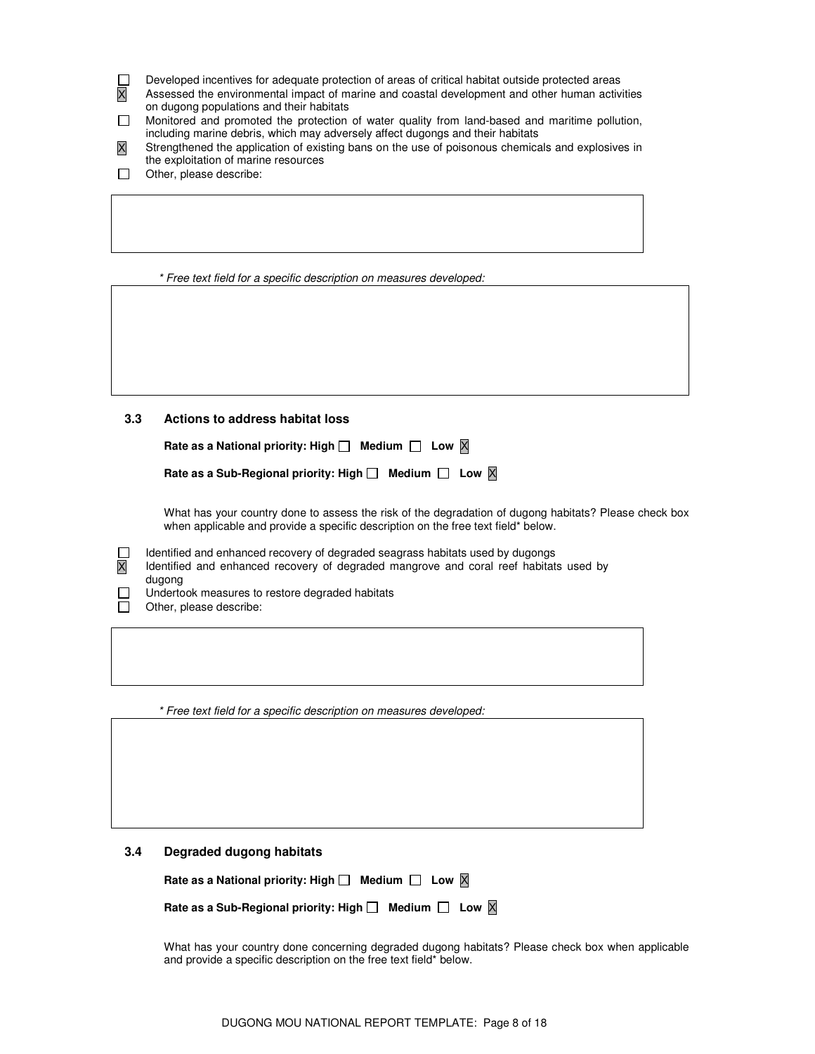- [ ] Developed incentives for adequate protection of areas of critical habitat outside protected areas
- [x] Assessed the environmental impact of marine and coastal development and other human activities on dugong populations and their habitats
- [ ] Monitored and promoted the protection of water quality from land-based and maritime pollution, including marine debris, which may adversely affect dugongs and their habitats
- [x] Strengthened the application of existing bans on the use of poisonous chemicals and explosives in the exploitation of marine resources
- [ ] Other, please describe:

*\* Free text field for a specific description on measures developed:*

### 3.3 Actions to address habitat loss

**Rate as a National priority: High ☐ Medium ☐ Low ☒**

**Rate as a Sub-Regional priority: High ☐ Medium ☐ Low ☒**

What has your country done to assess the risk of the degradation of dugong habitats? Please check box when applicable and provide a specific description on the free text field* below.

- [ ] Identified and enhanced recovery of degraded seagrass habitats used by dugongs
- [x] Identified and enhanced recovery of degraded mangrove and coral reef habitats used by dugong
- [ ] Undertook measures to restore degraded habitats
- [ ] Other, please describe:

*\* Free text field for a specific description on measures developed:*

### 3.4 Degraded dugong habitats

**Rate as a National priority: High ☐ Medium ☐ Low ☒**

**Rate as a Sub-Regional priority: High ☐ Medium ☐ Low ☒**

What has your country done concerning degraded dugong habitats? Please check box when applicable and provide a specific description on the free text field* below.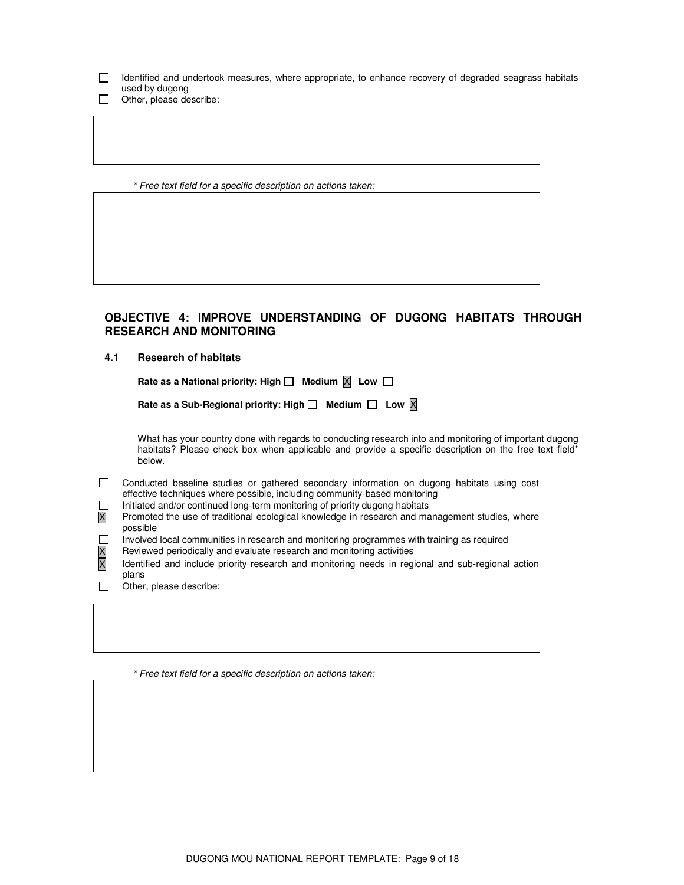- [ ] Identified and undertook measures, where appropriate, to enhance recovery of degraded seagrass habitats used by dugong
- [ ] Other, please describe:

*\* Free text field for a specific description on actions taken:*

## OBJECTIVE 4: IMPROVE UNDERSTANDING OF DUGONG HABITATS THROUGH RESEARCH AND MONITORING

### 4.1 Research of habitats

**Rate as a National priority: High ☐ Medium ☒ Low ☐**

**Rate as a Sub-Regional priority: High ☐ Medium ☐ Low ☒**

What has your country done with regards to conducting research into and monitoring of important dugong habitats? Please check box when applicable and provide a specific description on the free text field* below.

- [ ] Conducted baseline studies or gathered secondary information on dugong habitats using cost effective techniques where possible, including community-based monitoring
- [ ] Initiated and/or continued long-term monitoring of priority dugong habitats
- [x] Promoted the use of traditional ecological knowledge in research and management studies, where possible
- [ ] Involved local communities in research and monitoring programmes with training as required
- [x] Reviewed periodically and evaluate research and monitoring activities
- [x] Identified and include priority research and monitoring needs in regional and sub-regional action plans
- [ ] Other, please describe:

*\* Free text field for a specific description on actions taken:*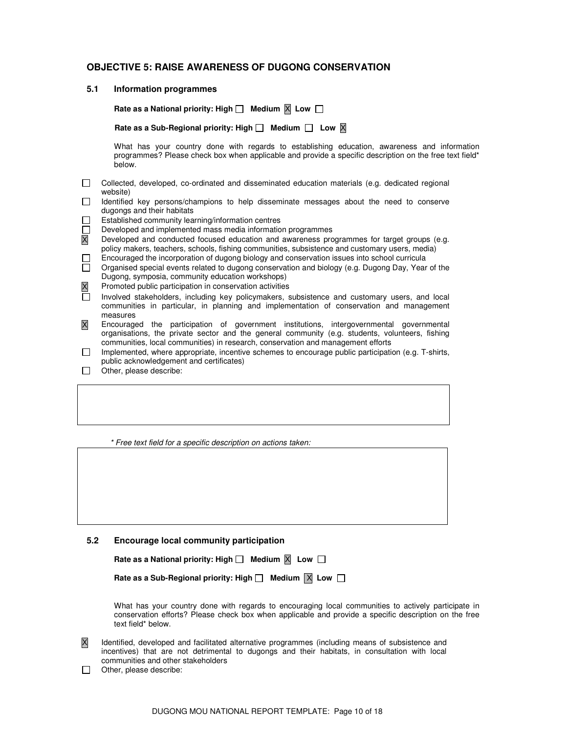## OBJECTIVE 5: RAISE AWARENESS OF DUGONG CONSERVATION

### 5.1 Information programmes

**Rate as a National priority: High ☐ Medium ☒ Low ☐**

**Rate as a Sub-Regional priority: High ☐ Medium ☐ Low ☒**

What has your country done with regards to establishing education, awareness and information programmes? Please check box when applicable and provide a specific description on the free text field* below.

- ☐ Collected, developed, co-ordinated and disseminated education materials (e.g. dedicated regional website)
- ☐ Identified key persons/champions to help disseminate messages about the need to conserve dugongs and their habitats
- ☐ Established community learning/information centres
- ☐ Developed and implemented mass media information programmes
- ☒ Developed and conducted focused education and awareness programmes for target groups (e.g. policy makers, teachers, schools, fishing communities, subsistence and customary users, media)
- ☐ Encouraged the incorporation of dugong biology and conservation issues into school curricula
- ☐ Organised special events related to dugong conservation and biology (e.g. Dugong Day, Year of the Dugong, symposia, community education workshops)
- ☒ Promoted public participation in conservation activities
- ☐ Involved stakeholders, including key policymakers, subsistence and customary users, and local communities in particular, in planning and implementation of conservation and management measures
- ☒ Encouraged the participation of government institutions, intergovernmental governmental organisations, the private sector and the general community (e.g. students, volunteers, fishing communities, local communities) in research, conservation and management efforts
- ☐ Implemented, where appropriate, incentive schemes to encourage public participation (e.g. T-shirts, public acknowledgement and certificates)
- ☐ Other, please describe:

| |
|---|
| |

*\* Free text field for a specific description on actions taken:*

| |
|---|
| |

### 5.2 Encourage local community participation

**Rate as a National priority: High ☐ Medium ☒ Low ☐**

**Rate as a Sub-Regional priority: High ☐ Medium ☒ Low ☐**

What has your country done with regards to encouraging local communities to actively participate in conservation efforts? Please check box when applicable and provide a specific description on the free text field* below.

- ☒ Identified, developed and facilitated alternative programmes (including means of subsistence and incentives) that are not detrimental to dugongs and their habitats, in consultation with local communities and other stakeholders
- ☐ Other, please describe: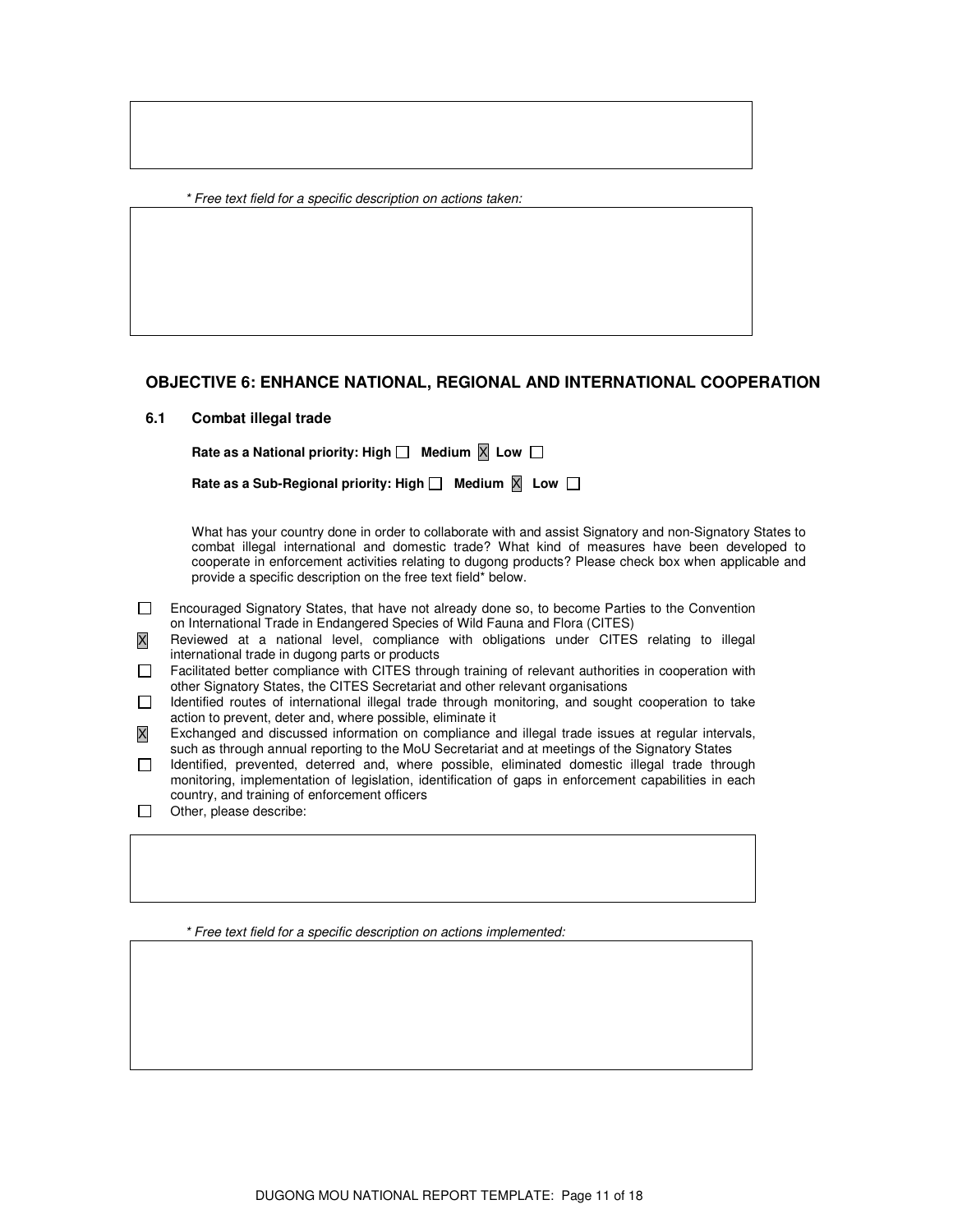* Free text field for a specific description on actions taken:

## OBJECTIVE 6: ENHANCE NATIONAL, REGIONAL AND INTERNATIONAL COOPERATION

### 6.1 Combat illegal trade

**Rate as a National priority: High ☐ Medium ☒ Low ☐**

**Rate as a Sub-Regional priority: High ☐ Medium ☒ Low ☐**

What has your country done in order to collaborate with and assist Signatory and non-Signatory States to combat illegal international and domestic trade? What kind of measures have been developed to cooperate in enforcement activities relating to dugong products? Please check box when applicable and provide a specific description on the free text field* below.

- ☐ Encouraged Signatory States, that have not already done so, to become Parties to the Convention on International Trade in Endangered Species of Wild Fauna and Flora (CITES)
- ☒ Reviewed at a national level, compliance with obligations under CITES relating to illegal international trade in dugong parts or products
- ☐ Facilitated better compliance with CITES through training of relevant authorities in cooperation with other Signatory States, the CITES Secretariat and other relevant organisations
- ☐ Identified routes of international illegal trade through monitoring, and sought cooperation to take action to prevent, deter and, where possible, eliminate it
- ☒ Exchanged and discussed information on compliance and illegal trade issues at regular intervals, such as through annual reporting to the MoU Secretariat and at meetings of the Signatory States
- ☐ Identified, prevented, deterred and, where possible, eliminated domestic illegal trade through monitoring, implementation of legislation, identification of gaps in enforcement capabilities in each country, and training of enforcement officers
- ☐ Other, please describe:

* Free text field for a specific description on actions implemented: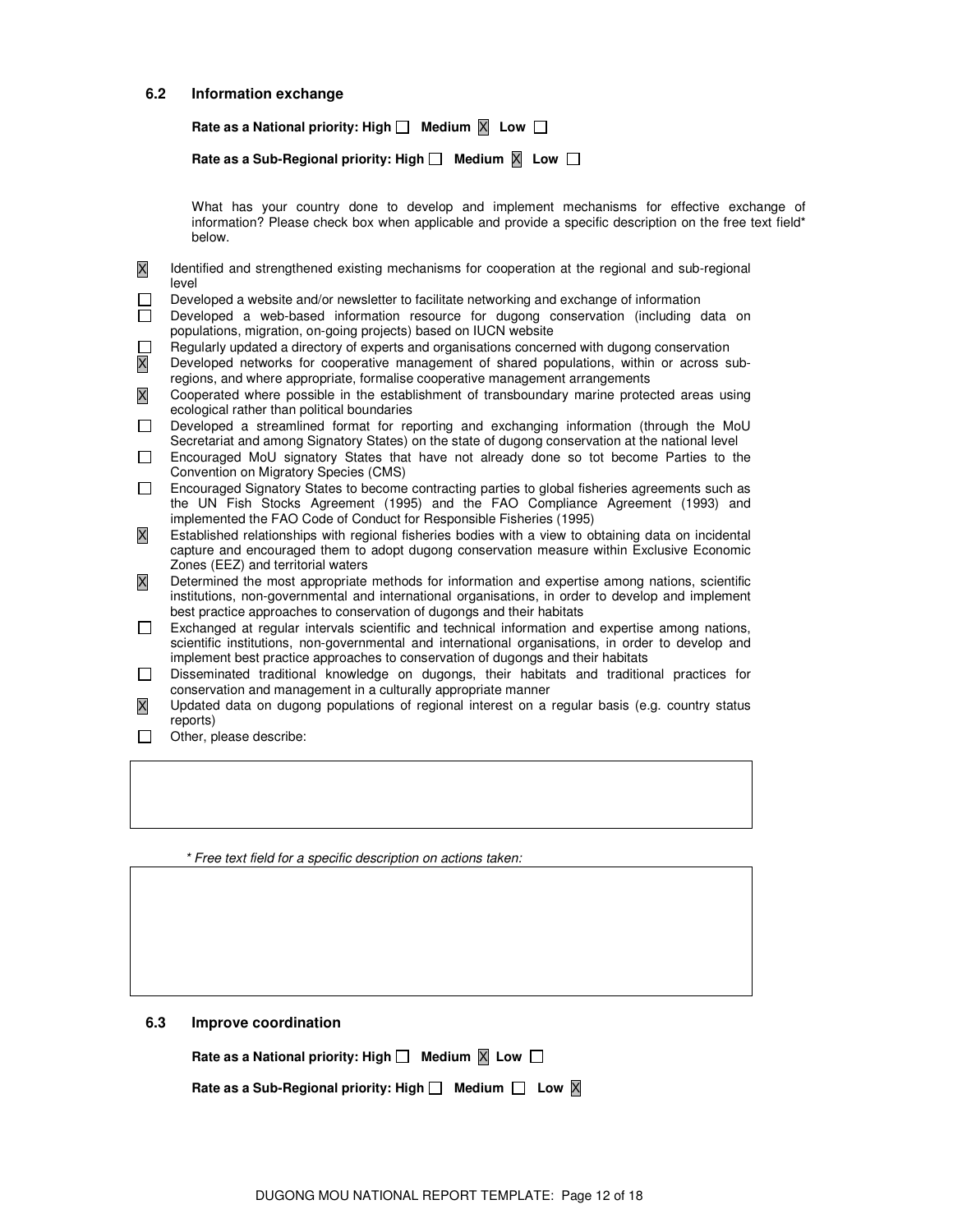### 6.2 Information exchange

**Rate as a National priority: High ☐ Medium ☒ Low ☐**

**Rate as a Sub-Regional priority: High ☐ Medium ☒ Low ☐**

What has your country done to develop and implement mechanisms for effective exchange of information? Please check box when applicable and provide a specific description on the free text field* below.

- ☒ Identified and strengthened existing mechanisms for cooperation at the regional and sub-regional level
- ☐ Developed a website and/or newsletter to facilitate networking and exchange of information
- ☐ Developed a web-based information resource for dugong conservation (including data on populations, migration, on-going projects) based on IUCN website
- ☐ Regularly updated a directory of experts and organisations concerned with dugong conservation
- ☒ Developed networks for cooperative management of shared populations, within or across sub-regions, and where appropriate, formalise cooperative management arrangements
- ☒ Cooperated where possible in the establishment of transboundary marine protected areas using ecological rather than political boundaries
- ☐ Developed a streamlined format for reporting and exchanging information (through the MoU Secretariat and among Signatory States) on the state of dugong conservation at the national level
- ☐ Encouraged MoU signatory States that have not already done so tot become Parties to the Convention on Migratory Species (CMS)
- ☐ Encouraged Signatory States to become contracting parties to global fisheries agreements such as the UN Fish Stocks Agreement (1995) and the FAO Compliance Agreement (1993) and implemented the FAO Code of Conduct for Responsible Fisheries (1995)
- ☒ Established relationships with regional fisheries bodies with a view to obtaining data on incidental capture and encouraged them to adopt dugong conservation measure within Exclusive Economic Zones (EEZ) and territorial waters
- ☒ Determined the most appropriate methods for information and expertise among nations, scientific institutions, non-governmental and international organisations, in order to develop and implement best practice approaches to conservation of dugongs and their habitats
- ☐ Exchanged at regular intervals scientific and technical information and expertise among nations, scientific institutions, non-governmental and international organisations, in order to develop and implement best practice approaches to conservation of dugongs and their habitats
- ☐ Disseminated traditional knowledge on dugongs, their habitats and traditional practices for conservation and management in a culturally appropriate manner
- ☒ Updated data on dugong populations of regional interest on a regular basis (e.g. country status reports)
- ☐ Other, please describe:

*\* Free text field for a specific description on actions taken:*

### 6.3 Improve coordination

**Rate as a National priority: High ☐ Medium ☒ Low ☐**

**Rate as a Sub-Regional priority: High ☐ Medium ☐ Low ☒**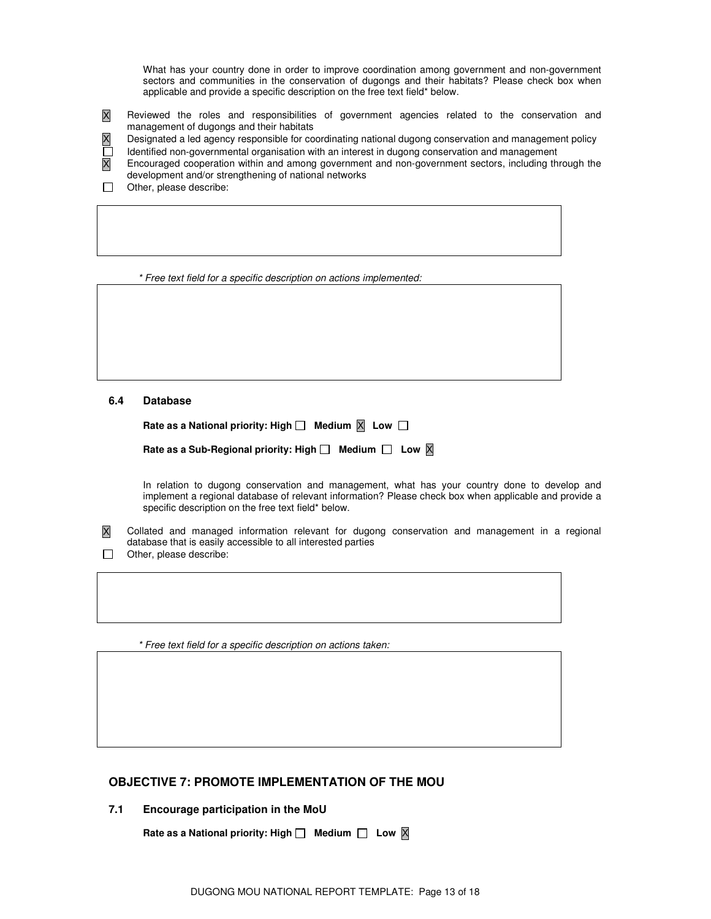What has your country done in order to improve coordination among government and non-government sectors and communities in the conservation of dugongs and their habitats? Please check box when applicable and provide a specific description on the free text field* below.

- [X] Reviewed the roles and responsibilities of government agencies related to the conservation and management of dugongs and their habitats
- [X] Designated a led agency responsible for coordinating national dugong conservation and management policy
- [ ] Identified non-governmental organisation with an interest in dugong conservation and management
- [X] Encouraged cooperation within and among government and non-government sectors, including through the development and/or strengthening of national networks
- [ ] Other, please describe:

*\* Free text field for a specific description on actions implemented:*

### 6.4 Database

**Rate as a National priority: High ☐ Medium ☒ Low ☐**

**Rate as a Sub-Regional priority: High ☐ Medium ☐ Low ☒**

In relation to dugong conservation and management, what has your country done to develop and implement a regional database of relevant information? Please check box when applicable and provide a specific description on the free text field* below.

- [X] Collated and managed information relevant for dugong conservation and management in a regional database that is easily accessible to all interested parties
- [ ] Other, please describe:

*\* Free text field for a specific description on actions taken:*

## OBJECTIVE 7: PROMOTE IMPLEMENTATION OF THE MOU

### 7.1 Encourage participation in the MoU

**Rate as a National priority: High ☐ Medium ☐ Low ☒**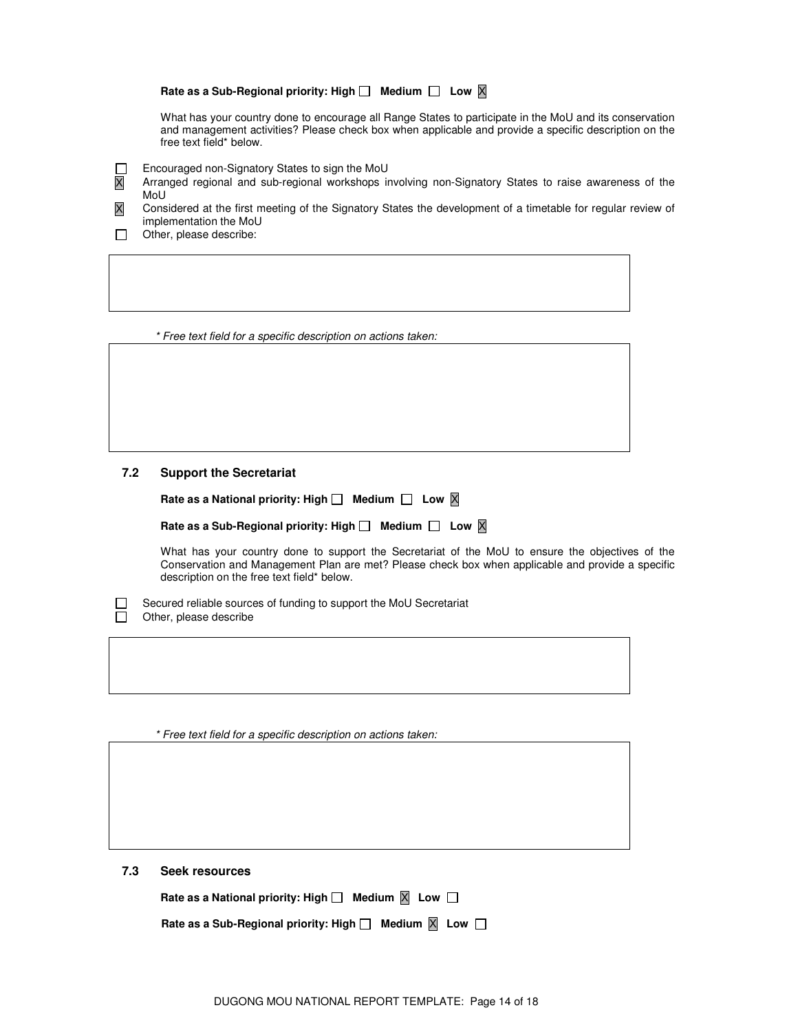**Rate as a Sub-Regional priority: High ☐ Medium ☐ Low ☒**

What has your country done to encourage all Range States to participate in the MoU and its conservation and management activities? Please check box when applicable and provide a specific description on the free text field* below.

- ☐ Encouraged non-Signatory States to sign the MoU
- ☒ Arranged regional and sub-regional workshops involving non-Signatory States to raise awareness of the MoU
- ☒ Considered at the first meeting of the Signatory States the development of a timetable for regular review of implementation the MoU
- ☐ Other, please describe:

| |
|---|
| |

*\* Free text field for a specific description on actions taken:*

| |
|---|
| |

### 7.2 Support the Secretariat

**Rate as a National priority: High ☐ Medium ☐ Low ☒**

**Rate as a Sub-Regional priority: High ☐ Medium ☐ Low ☒**

What has your country done to support the Secretariat of the MoU to ensure the objectives of the Conservation and Management Plan are met? Please check box when applicable and provide a specific description on the free text field* below.

- ☐ Secured reliable sources of funding to support the MoU Secretariat
- ☐ Other, please describe

| |
|---|
| |

*\* Free text field for a specific description on actions taken:*

| |
|---|
| |

### 7.3 Seek resources

**Rate as a National priority: High ☐ Medium ☒ Low ☐**

**Rate as a Sub-Regional priority: High ☐ Medium ☒ Low ☐**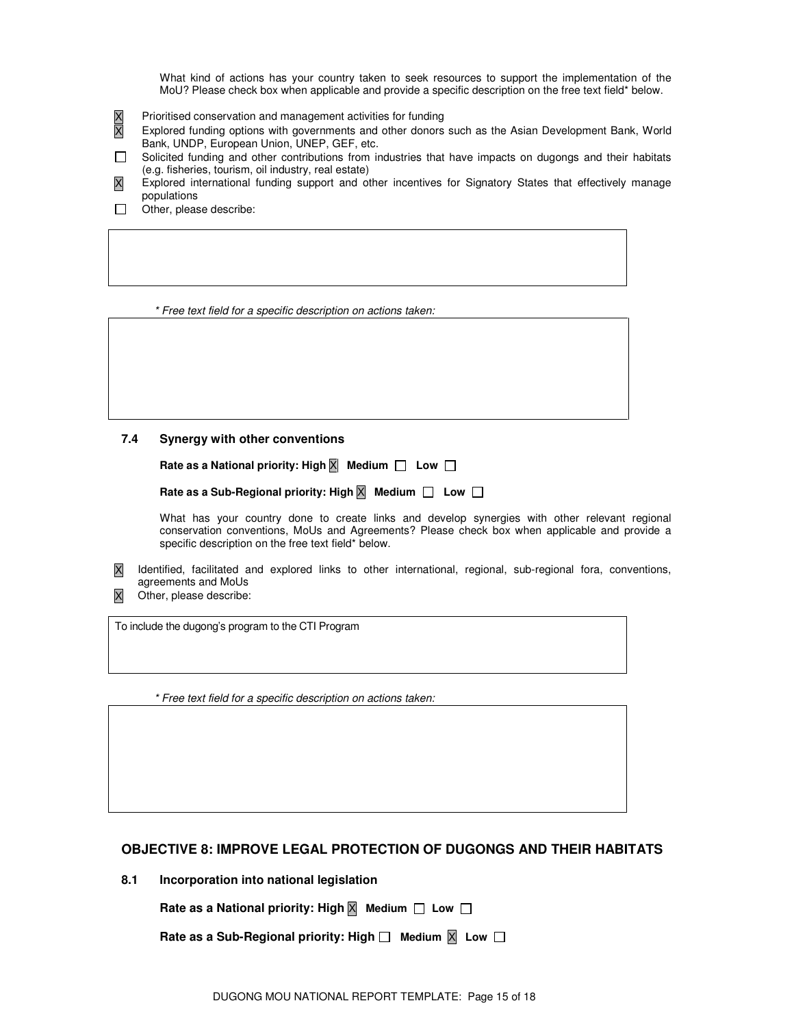What kind of actions has your country taken to seek resources to support the implementation of the MoU? Please check box when applicable and provide a specific description on the free text field* below.

- [X] Prioritised conservation and management activities for funding
- [X] Explored funding options with governments and other donors such as the Asian Development Bank, World Bank, UNDP, European Union, UNEP, GEF, etc.
- [ ] Solicited funding and other contributions from industries that have impacts on dugongs and their habitats (e.g. fisheries, tourism, oil industry, real estate)
- [X] Explored international funding support and other incentives for Signatory States that effectively manage populations
- [ ] Other, please describe:

*\* Free text field for a specific description on actions taken:*

### 7.4 Synergy with other conventions

**Rate as a National priority: High [X] Medium [ ] Low [ ]**

**Rate as a Sub-Regional priority: High [X] Medium [ ] Low [ ]**

What has your country done to create links and develop synergies with other relevant regional conservation conventions, MoUs and Agreements? Please check box when applicable and provide a specific description on the free text field* below.

- [X] Identified, facilitated and explored links to other international, regional, sub-regional fora, conventions, agreements and MoUs
- [X] Other, please describe:

To include the dugong's program to the CTI Program

*\* Free text field for a specific description on actions taken:*

## OBJECTIVE 8: IMPROVE LEGAL PROTECTION OF DUGONGS AND THEIR HABITATS

### 8.1 Incorporation into national legislation

**Rate as a National priority: High [X] Medium [ ] Low [ ]**

**Rate as a Sub-Regional priority: High [ ] Medium [X] Low [ ]**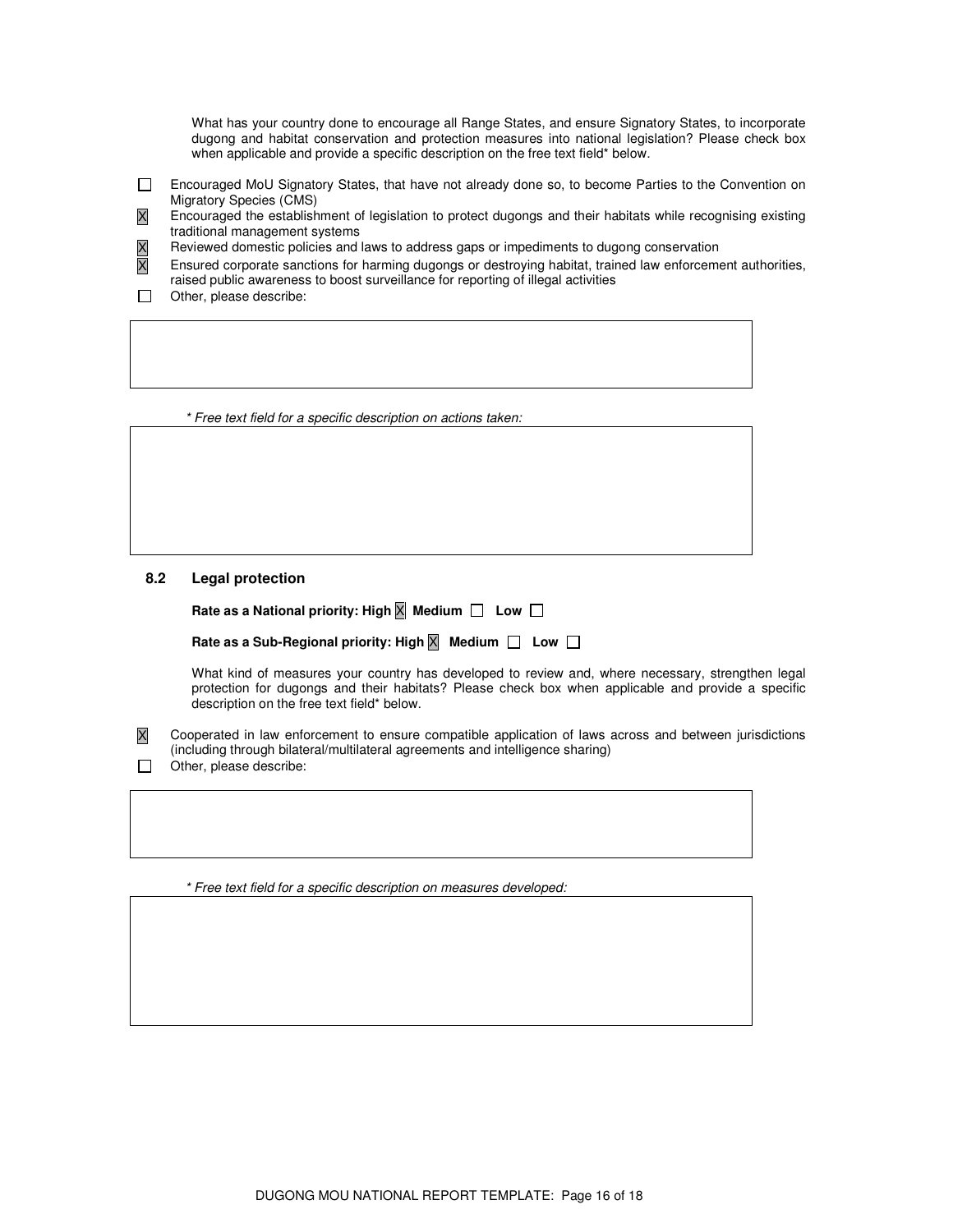What has your country done to encourage all Range States, and ensure Signatory States, to incorporate dugong and habitat conservation and protection measures into national legislation? Please check box when applicable and provide a specific description on the free text field* below.

- [ ] Encouraged MoU Signatory States, that have not already done so, to become Parties to the Convention on Migratory Species (CMS)
- [x] Encouraged the establishment of legislation to protect dugongs and their habitats while recognising existing traditional management systems
- [x] Reviewed domestic policies and laws to address gaps or impediments to dugong conservation
- [x] Ensured corporate sanctions for harming dugongs or destroying habitat, trained law enforcement authorities, raised public awareness to boost surveillance for reporting of illegal activities
- [ ] Other, please describe:

*\* Free text field for a specific description on actions taken:*

### 8.2 Legal protection

**Rate as a National priority: High [x] Medium [ ] Low [ ]**

**Rate as a Sub-Regional priority: High [x] Medium [ ] Low [ ]**

What kind of measures your country has developed to review and, where necessary, strengthen legal protection for dugongs and their habitats? Please check box when applicable and provide a specific description on the free text field* below.

- [x] Cooperated in law enforcement to ensure compatible application of laws across and between jurisdictions (including through bilateral/multilateral agreements and intelligence sharing)
- [ ] Other, please describe:

*\* Free text field for a specific description on measures developed:*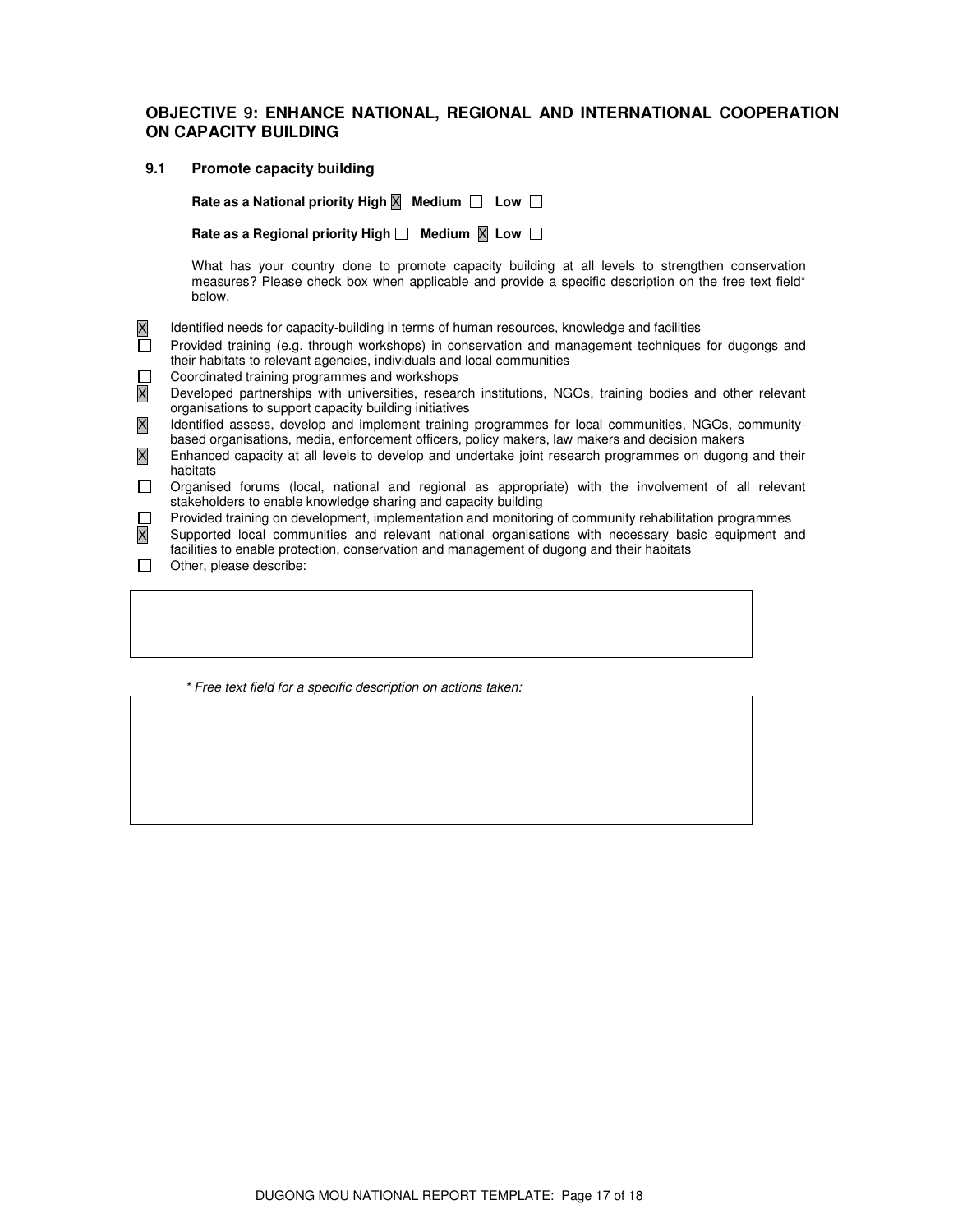## OBJECTIVE 9: ENHANCE NATIONAL, REGIONAL AND INTERNATIONAL COOPERATION ON CAPACITY BUILDING

### 9.1 Promote capacity building

**Rate as a National priority High** ☒ **Medium** ☐ **Low** ☐

**Rate as a Regional priority High** ☐ **Medium** ☒ **Low** ☐

What has your country done to promote capacity building at all levels to strengthen conservation measures? Please check box when applicable and provide a specific description on the free text field* below.

- ☒ Identified needs for capacity-building in terms of human resources, knowledge and facilities
- ☐ Provided training (e.g. through workshops) in conservation and management techniques for dugongs and their habitats to relevant agencies, individuals and local communities
- ☐ Coordinated training programmes and workshops
- ☒ Developed partnerships with universities, research institutions, NGOs, training bodies and other relevant organisations to support capacity building initiatives
- ☒ Identified assess, develop and implement training programmes for local communities, NGOs, community-based organisations, media, enforcement officers, policy makers, law makers and decision makers
- ☒ Enhanced capacity at all levels to develop and undertake joint research programmes on dugong and their habitats
- ☐ Organised forums (local, national and regional as appropriate) with the involvement of all relevant stakeholders to enable knowledge sharing and capacity building
- ☐ Provided training on development, implementation and monitoring of community rehabilitation programmes
- ☒ Supported local communities and relevant national organisations with necessary basic equipment and facilities to enable protection, conservation and management of dugong and their habitats
- ☐ Other, please describe:

|  |
|---|
|  |

*\* Free text field for a specific description on actions taken:*

|  |
|---|
|  |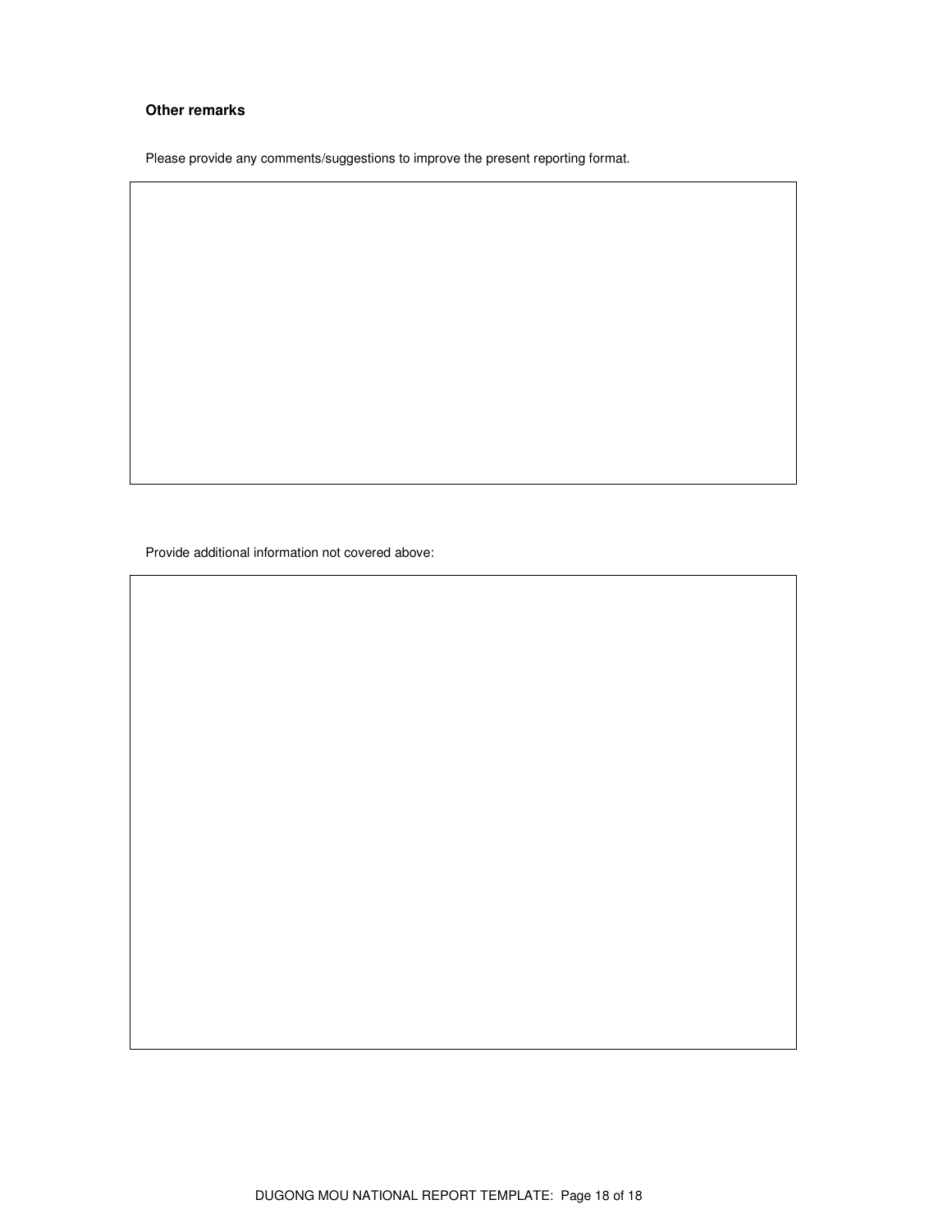**Other remarks**

Please provide any comments/suggestions to improve the present reporting format.

| |
|---|
| |

Provide additional information not covered above:

| |
|---|
| |